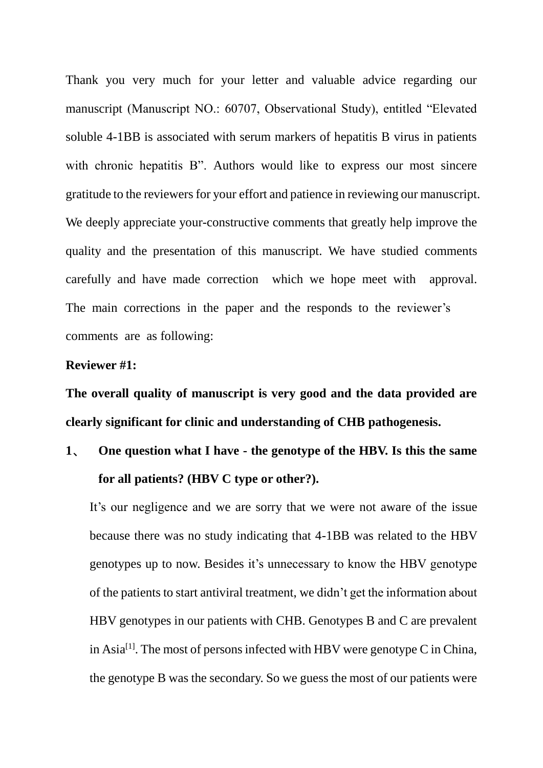Thank you very much for your letter and valuable advice regarding our manuscript (Manuscript NO.: 60707, Observational Study), entitled "Elevated soluble 4-1BB is associated with serum markers of hepatitis B virus in patients with chronic hepatitis B". Authors would like to express our most sincere gratitude to the reviewers for your effort and patience in reviewing our manuscript. We deeply appreciate your-constructive comments that greatly help improve the quality and the presentation of this manuscript. We have studied comments carefully and have made correction which we hope meet with approval. The main corrections in the paper and the responds to the reviewer's comments are as following:

**Reviewer #1:**

**The overall quality of manuscript is very good and the data provided are clearly significant for clinic and understanding of CHB pathogenesis.**

**1、 One question what I have - the genotype of the HBV. Is this the same for all patients? (HBV C type or other?).**

It's our negligence and we are sorry that we were not aware of the issue because there was no study indicating that 4-1BB was related to the HBV genotypes up to now. Besides it's unnecessary to know the HBV genotype of the patients to start antiviral treatment, we didn't get the information about HBV genotypes in our patients with CHB. Genotypes B and C are prevalent in Asia[1]. The most of persons infected with HBV were genotype C in China, the genotype B was the secondary. So we guess the most of our patients were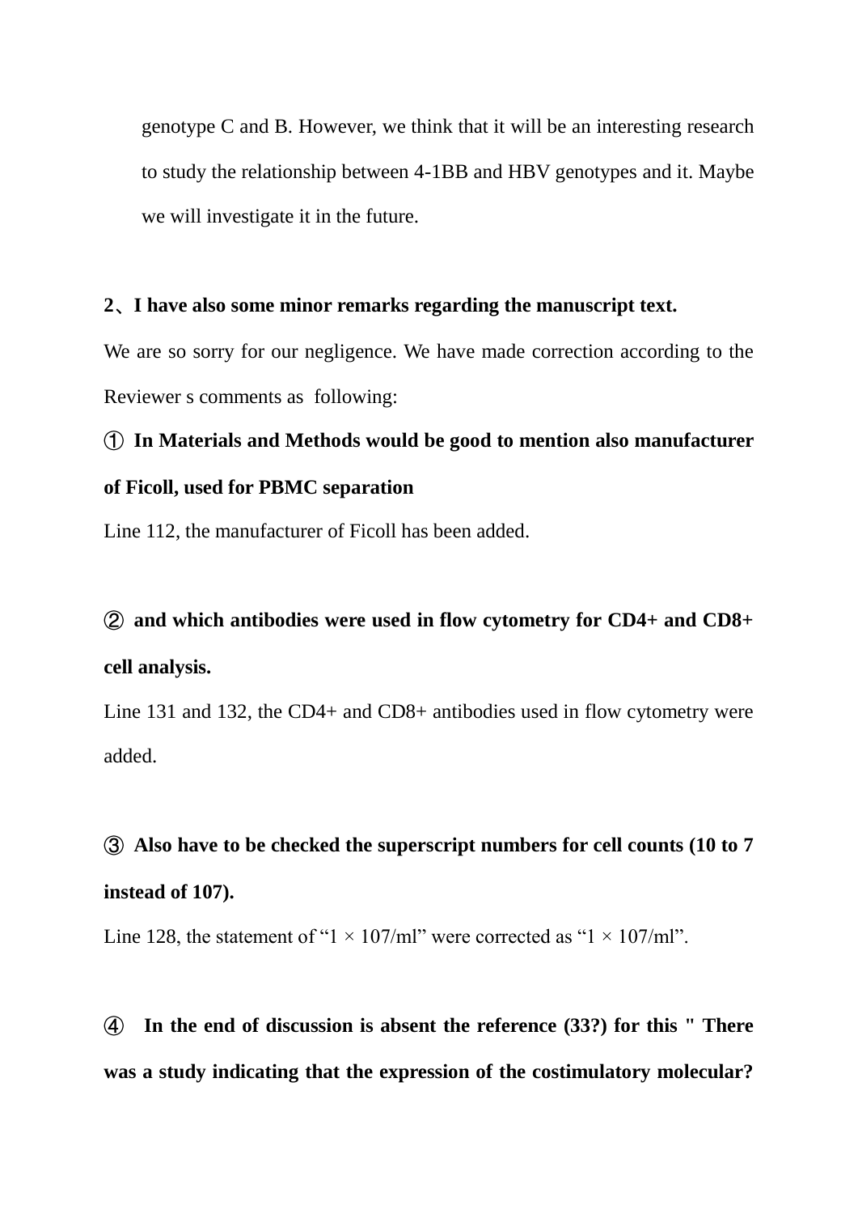genotype C and B. However, we think that it will be an interesting research to study the relationship between 4-1BB and HBV genotypes and it. Maybe we will investigate it in the future.

**2、I have also some minor remarks regarding the manuscript text.**

We are so sorry for our negligence. We have made correction according to the Reviewer s comments as following:

**① In Materials and Methods would be good to mention also manufacturer of Ficoll, used for PBMC separation**

Line 112, the manufacturer of Ficoll has been added.

**② and which antibodies were used in flow cytometry for CD4+ and CD8+ cell analysis.**

Line 131 and 132, the CD4+ and CD8+ antibodies used in flow cytometry were added.

**③ Also have to be checked the superscript numbers for cell counts (10 to 7 instead of 107).**

Line 128, the statement of "1 × 107/ml" were corrected as "1 × 107/ml".

**④ In the end of discussion is absent the reference (33?) for this " There was a study indicating that the expression of the costimulatory molecular?**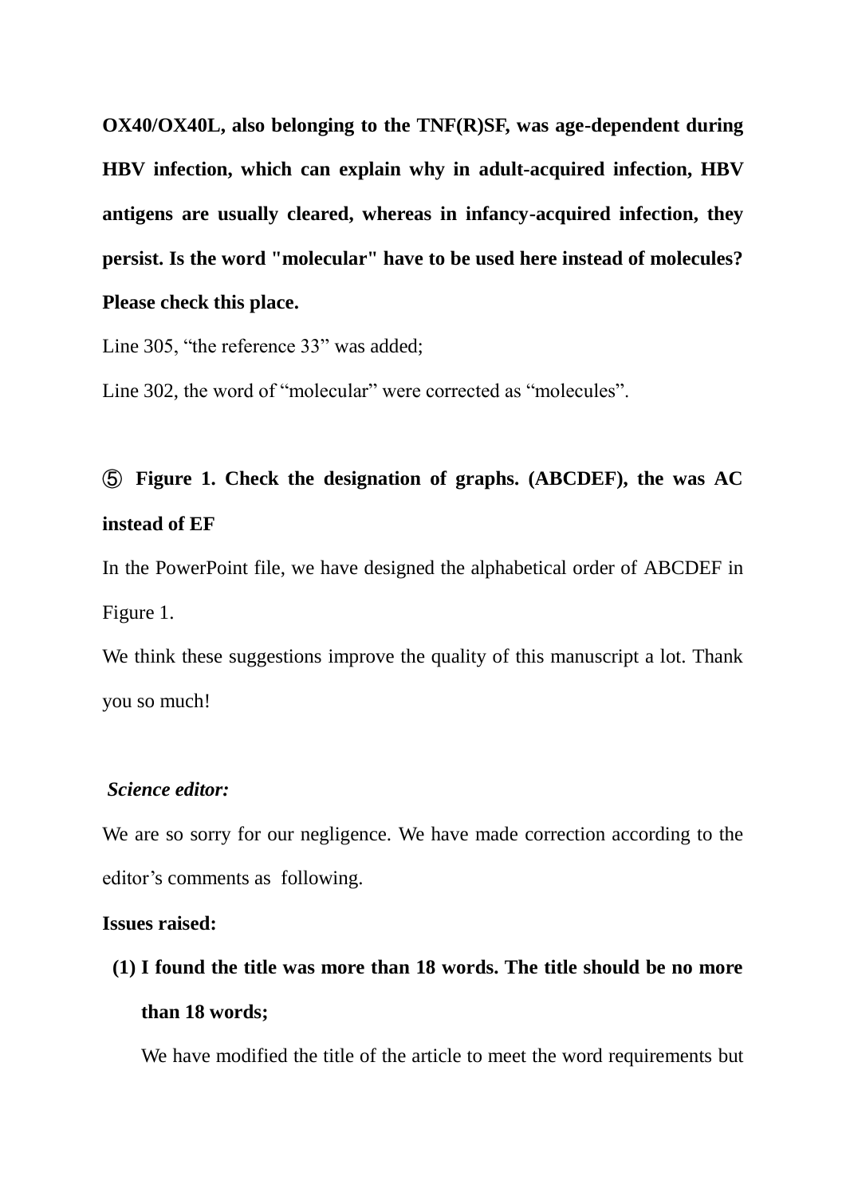**OX40/OX40L, also belonging to the TNF(R)SF, was age-dependent during HBV infection, which can explain why in adult-acquired infection, HBV antigens are usually cleared, whereas in infancy-acquired infection, they persist. Is the word "molecular" have to be used here instead of molecules? Please check this place.**

Line 305, "the reference 33" was added;

Line 302, the word of "molecular" were corrected as "molecules".

**⑤ Figure 1. Check the designation of graphs. (ABCDEF), the was AC instead of EF**

In the PowerPoint file, we have designed the alphabetical order of ABCDEF in Figure 1.

We think these suggestions improve the quality of this manuscript a lot. Thank you so much!

***Science editor:***

We are so sorry for our negligence. We have made correction according to the editor's comments as following.

**Issues raised:**

(1) **I found the title was more than 18 words. The title should be no more than 18 words;**

We have modified the title of the article to meet the word requirements but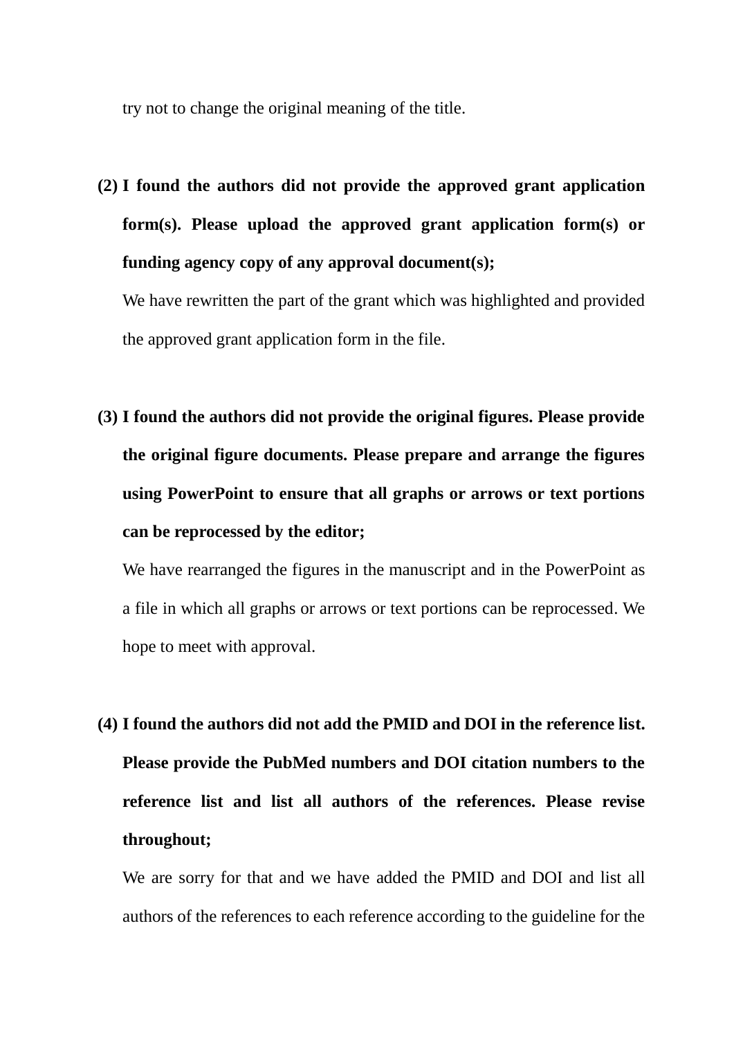try not to change the original meaning of the title.

(2) **I found the authors did not provide the approved grant application form(s). Please upload the approved grant application form(s) or funding agency copy of any approval document(s);**

We have rewritten the part of the grant which was highlighted and provided the approved grant application form in the file.

(3) **I found the authors did not provide the original figures. Please provide the original figure documents. Please prepare and arrange the figures using PowerPoint to ensure that all graphs or arrows or text portions can be reprocessed by the editor;**

We have rearranged the figures in the manuscript and in the PowerPoint as a file in which all graphs or arrows or text portions can be reprocessed. We hope to meet with approval.

(4) **I found the authors did not add the PMID and DOI in the reference list. Please provide the PubMed numbers and DOI citation numbers to the reference list and list all authors of the references. Please revise throughout;**

We are sorry for that and we have added the PMID and DOI and list all authors of the references to each reference according to the guideline for the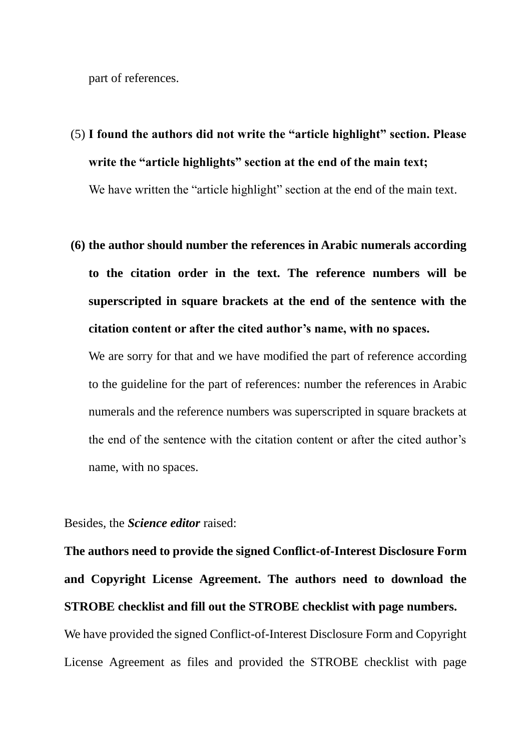part of references.

(5) **I found the authors did not write the "article highlight" section. Please write the "article highlights" section at the end of the main text;**

We have written the "article highlight" section at the end of the main text.

**(6) the author should number the references in Arabic numerals according to the citation order in the text. The reference numbers will be superscripted in square brackets at the end of the sentence with the citation content or after the cited author's name, with no spaces.**

We are sorry for that and we have modified the part of reference according to the guideline for the part of references: number the references in Arabic numerals and the reference numbers was superscripted in square brackets at the end of the sentence with the citation content or after the cited author's name, with no spaces.

Besides, the ***Science editor*** raised:

**The authors need to provide the signed Conflict-of-Interest Disclosure Form and Copyright License Agreement. The authors need to download the STROBE checklist and fill out the STROBE checklist with page numbers.**

We have provided the signed Conflict-of-Interest Disclosure Form and Copyright License Agreement as files and provided the STROBE checklist with page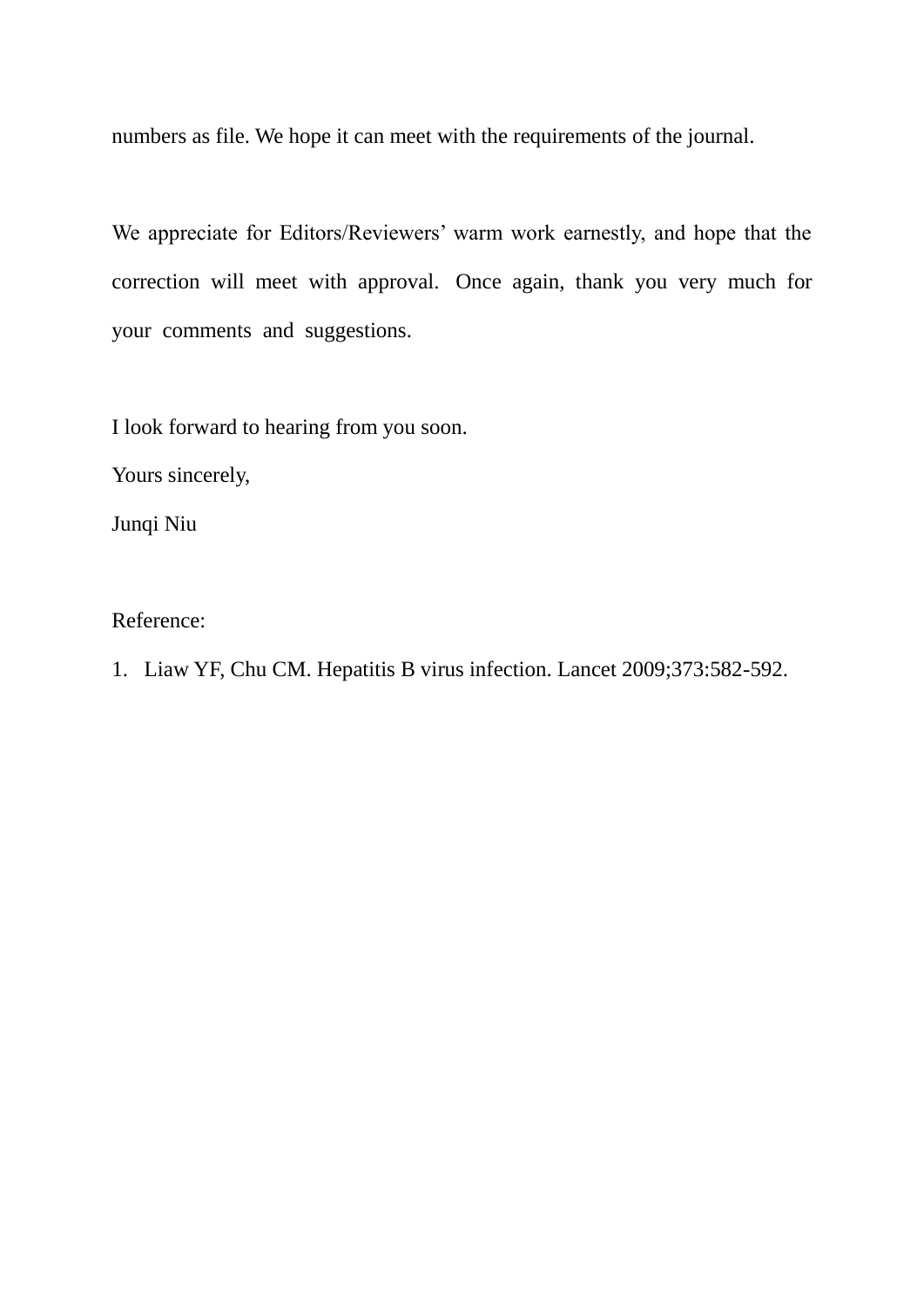numbers as file. We hope it can meet with the requirements of the journal.

We appreciate for Editors/Reviewers' warm work earnestly, and hope that the correction will meet with approval. Once again, thank you very much for your comments and suggestions.

I look forward to hearing from you soon.

Yours sincerely,

Junqi Niu

Reference:

1. Liaw YF, Chu CM. Hepatitis B virus infection. Lancet 2009;373:582-592.